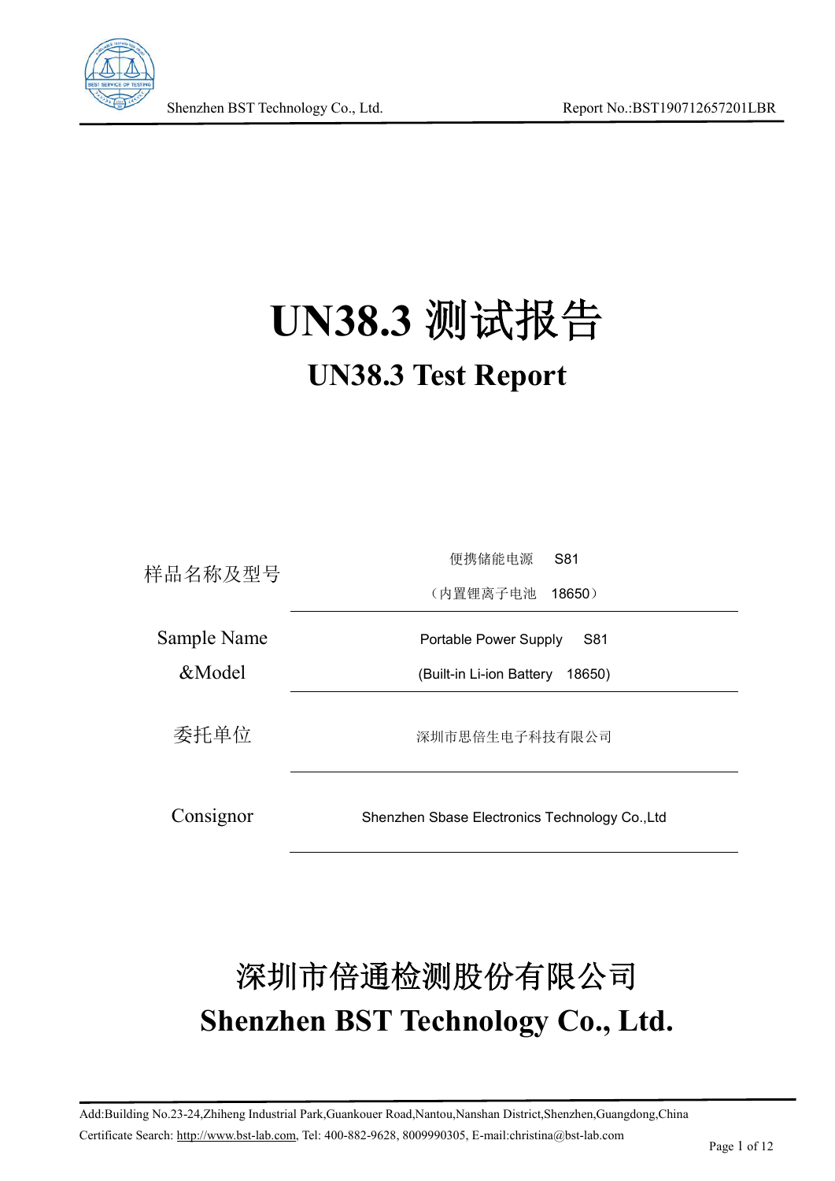# UN38.3 测试报告

## UN38.3 Test Report

| 样品名称及型号 | 便携储能电源　S81<br>（内置锂离子电池　18650） |
|---|---|
| Sample Name &Model | Portable Power Supply　S81<br>(Built-in Li-ion Battery　18650) |
| 委托单位 | 深圳市思倍生电子科技有限公司 |
| Consignor | Shenzhen Sbase Electronics Technology Co.,Ltd |

# 深圳市倍通检测股份有限公司

# Shenzhen BST Technology Co., Ltd.

Add:Building No.23-24,Zhiheng Industrial Park,Guankouer Road,Nantou,Nanshan District,Shenzhen,Guangdong,China

Certificate Search: http://www.bst-lab.com, Tel: 400-882-9628, 8009990305, E-mail:christina@bst-lab.com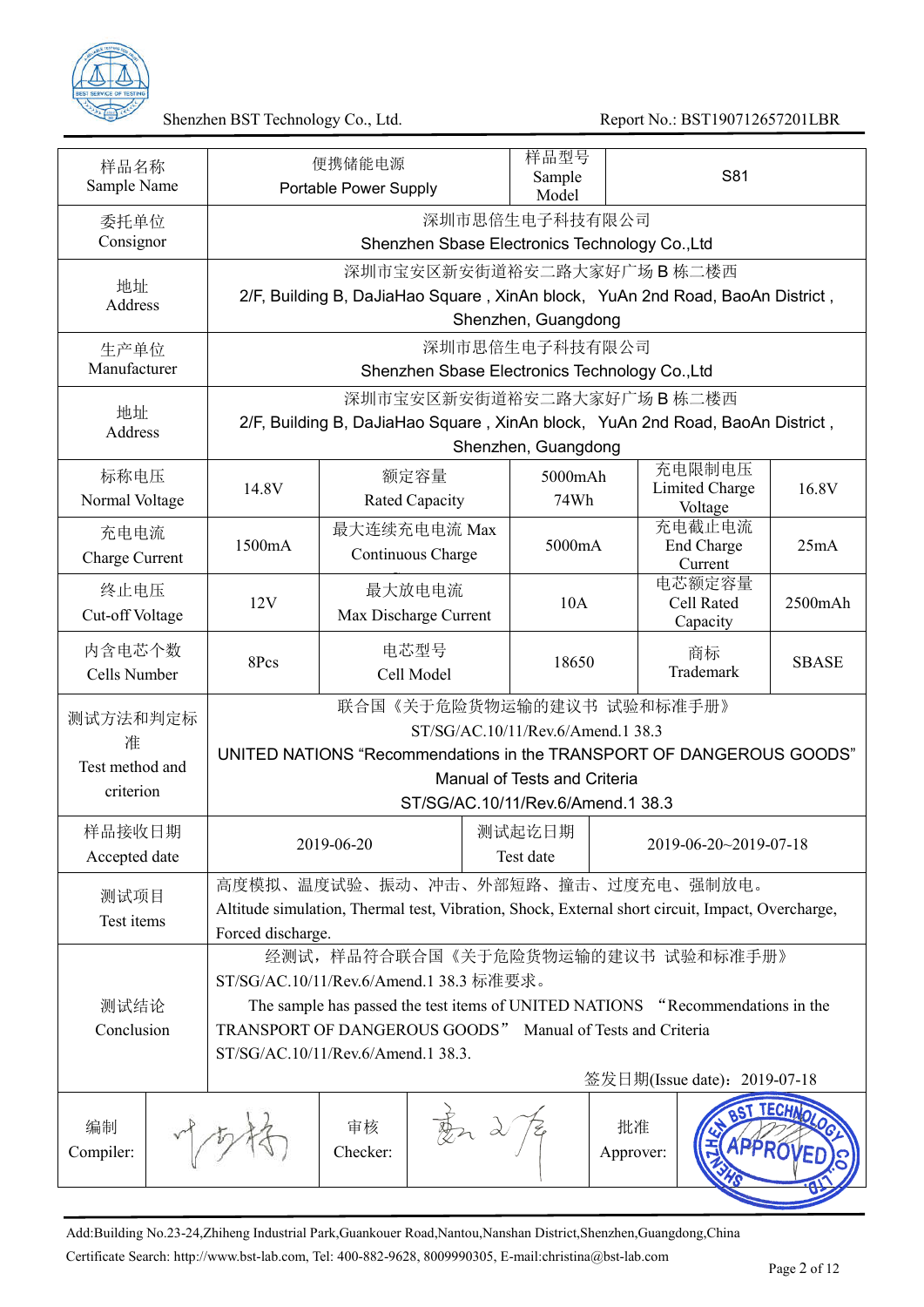| 样品名称 Sample Name | 便携储能电源 Portable Power Supply | | 样品型号 Sample Model | S81 | |
|---|---|---|---|---|---|
| 委托单位 Consignor | 深圳市思倍生电子科技有限公司 Shenzhen Sbase Electronics Technology Co.,Ltd | | | | |
| 地址 Address | 深圳市宝安区新安街道裕安二路大家好广场 B 栋二楼西 2/F, Building B, DaJiaHao Square , XinAn block, YuAn 2nd Road, BaoAn District , Shenzhen, Guangdong | | | | |
| 生产单位 Manufacturer | 深圳市思倍生电子科技有限公司 Shenzhen Sbase Electronics Technology Co.,Ltd | | | | |
| 地址 Address | 深圳市宝安区新安街道裕安二路大家好广场 B 栋二楼西 2/F, Building B, DaJiaHao Square , XinAn block, YuAn 2nd Road, BaoAn District , Shenzhen, Guangdong | | | | |
| 标称电压 Normal Voltage | 14.8V | 额定容量 Rated Capacity | 5000mAh 74Wh | 充电限制电压 Limited Charge Voltage | 16.8V |
| 充电电流 Charge Current | 1500mA | 最大连续充电电流 Max Continuous Charge | 5000mA | 充电截止电流 End Charge Current | 25mA |
| 终止电压 Cut-off Voltage | 12V | 最大放电电流 Max Discharge Current | 10A | 电芯额定容量 Cell Rated Capacity | 2500mAh |
| 内含电芯个数 Cells Number | 8Pcs | 电芯型号 Cell Model | 18650 | 商标 Trademark | SBASE |
| 测试方法和判定标准 Test method and criterion | 联合国《关于危险货物运输的建议书 试验和标准手册》 ST/SG/AC.10/11/Rev.6/Amend.1 38.3 UNITED NATIONS "Recommendations in the TRANSPORT OF DANGEROUS GOODS" Manual of Tests and Criteria ST/SG/AC.10/11/Rev.6/Amend.1 38.3 | | | | |
| 样品接收日期 Accepted date | 2019-06-20 | | 测试起讫日期 Test date | 2019-06-20~2019-07-18 | |
| 测试项目 Test items | 高度模拟、温度试验、振动、冲击、外部短路、撞击、过度充电、强制放电。 Altitude simulation, Thermal test, Vibration, Shock, External short circuit, Impact, Overcharge, Forced discharge. | | | | |
| 测试结论 Conclusion | 经测试，样品符合联合国《关于危险货物运输的建议书 试验和标准手册》ST/SG/AC.10/11/Rev.6/Amend.1 38.3 标准要求。 The sample has passed the test items of UNITED NATIONS "Recommendations in the TRANSPORT OF DANGEROUS GOODS" Manual of Tests and Criteria ST/SG/AC.10/11/Rev.6/Amend.1 38.3. 签发日期(Issue date)：2019-07-18 | | | | |
| 编制 Compiler: | (signature) | 审核 Checker: | (signature) | 批准 Approver: | (stamp: SHENZHEN BST TECHNOLOGY CO.,LTD. APPROVED) |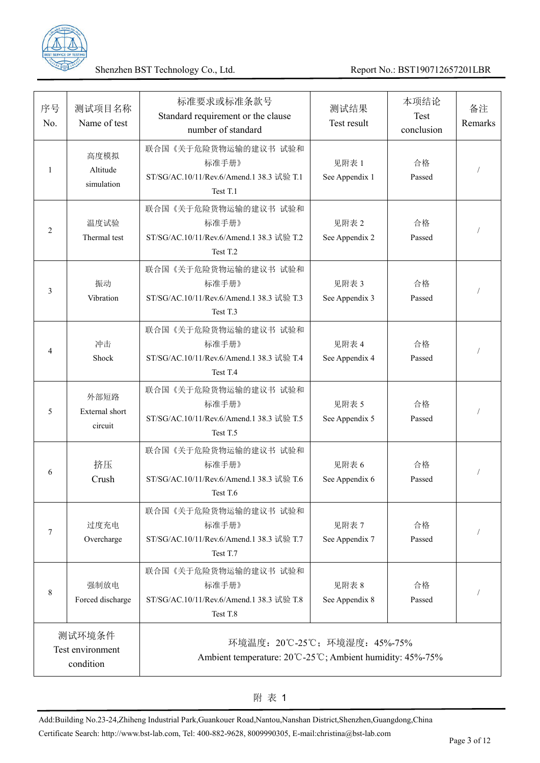| 序号 No. | 测试项目名称 Name of test | 标准要求或标准条款号 Standard requirement or the clause number of standard | 测试结果 Test result | 本项结论 Test conclusion | 备注 Remarks |
|---|---|---|---|---|---|
| 1 | 高度模拟 Altitude simulation | 联合国《关于危险货物运输的建议书 试验和标准手册》 ST/SG/AC.10/11/Rev.6/Amend.1 38.3 试验 T.1 Test T.1 | 见附表 1 See Appendix 1 | 合格 Passed | / |
| 2 | 温度试验 Thermal test | 联合国《关于危险货物运输的建议书 试验和标准手册》 ST/SG/AC.10/11/Rev.6/Amend.1 38.3 试验 T.2 Test T.2 | 见附表 2 See Appendix 2 | 合格 Passed | / |
| 3 | 振动 Vibration | 联合国《关于危险货物运输的建议书 试验和标准手册》 ST/SG/AC.10/11/Rev.6/Amend.1 38.3 试验 T.3 Test T.3 | 见附表 3 See Appendix 3 | 合格 Passed | / |
| 4 | 冲击 Shock | 联合国《关于危险货物运输的建议书 试验和标准手册》 ST/SG/AC.10/11/Rev.6/Amend.1 38.3 试验 T.4 Test T.4 | 见附表 4 See Appendix 4 | 合格 Passed | / |
| 5 | 外部短路 External short circuit | 联合国《关于危险货物运输的建议书 试验和标准手册》 ST/SG/AC.10/11/Rev.6/Amend.1 38.3 试验 T.5 Test T.5 | 见附表 5 See Appendix 5 | 合格 Passed | / |
| 6 | 挤压 Crush | 联合国《关于危险货物运输的建议书 试验和标准手册》 ST/SG/AC.10/11/Rev.6/Amend.1 38.3 试验 T.6 Test T.6 | 见附表 6 See Appendix 6 | 合格 Passed | / |
| 7 | 过度充电 Overcharge | 联合国《关于危险货物运输的建议书 试验和标准手册》 ST/SG/AC.10/11/Rev.6/Amend.1 38.3 试验 T.7 Test T.7 | 见附表 7 See Appendix 7 | 合格 Passed | / |
| 8 | 强制放电 Forced discharge | 联合国《关于危险货物运输的建议书 试验和标准手册》 ST/SG/AC.10/11/Rev.6/Amend.1 38.3 试验 T.8 Test T.8 | 见附表 8 See Appendix 8 | 合格 Passed | / |
| 测试环境条件 Test environment condition | | 环境温度：20℃-25℃；环境湿度：45%-75% Ambient temperature: 20℃-25℃; Ambient humidity: 45%-75% | | | |

附 表 1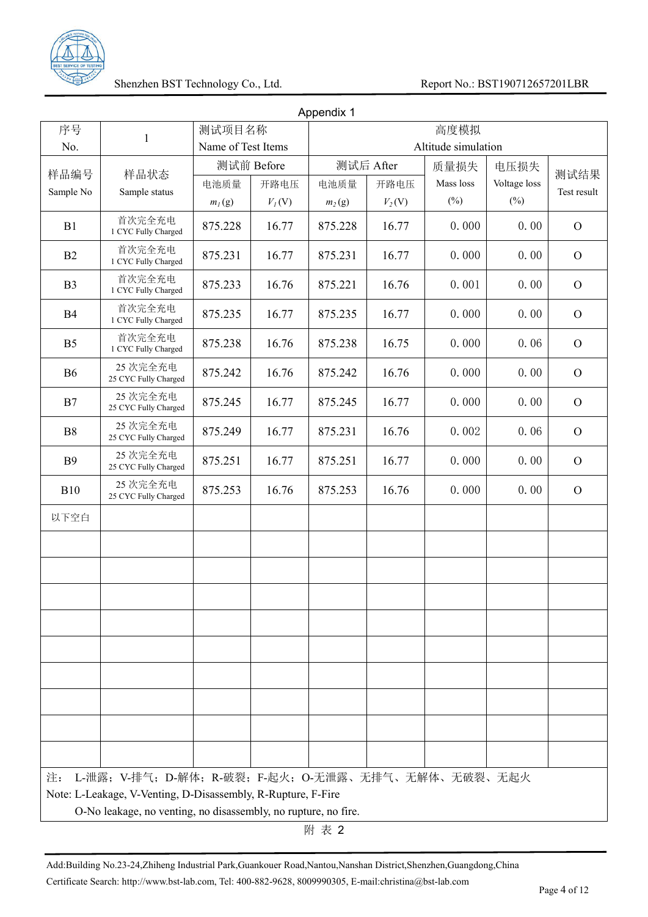Appendix 1

| 序号<br>No. | 1 | 测试项目名称<br>Name of Test Items | | 高度模拟<br>Altitude simulation | | | | |
|---|---|---|---|---|---|---|---|---|
| 样品编号<br>Sample No | 样品状态<br>Sample status | 测试前 Before | | 测试后 After | | 质量损失<br>Mass loss<br>(%) | 电压损失<br>Voltage loss<br>(%) | 测试结果<br>Test result |
| | | 电池质量<br>$m_1$(g) | 开路电压<br>$V_1$(V) | 电池质量<br>$m_2$(g) | 开路电压<br>$V_2$(V) | | | |
| B1 | 首次完全充电<br>1 CYC Fully Charged | 875.228 | 16.77 | 875.228 | 16.77 | 0.000 | 0.00 | O |
| B2 | 首次完全充电<br>1 CYC Fully Charged | 875.231 | 16.77 | 875.231 | 16.77 | 0.000 | 0.00 | O |
| B3 | 首次完全充电<br>1 CYC Fully Charged | 875.233 | 16.76 | 875.221 | 16.76 | 0.001 | 0.00 | O |
| B4 | 首次完全充电<br>1 CYC Fully Charged | 875.235 | 16.77 | 875.235 | 16.77 | 0.000 | 0.00 | O |
| B5 | 首次完全充电<br>1 CYC Fully Charged | 875.238 | 16.76 | 875.238 | 16.75 | 0.000 | 0.06 | O |
| B6 | 25 次完全充电<br>25 CYC Fully Charged | 875.242 | 16.76 | 875.242 | 16.76 | 0.000 | 0.00 | O |
| B7 | 25 次完全充电<br>25 CYC Fully Charged | 875.245 | 16.77 | 875.245 | 16.77 | 0.000 | 0.00 | O |
| B8 | 25 次完全充电<br>25 CYC Fully Charged | 875.249 | 16.77 | 875.231 | 16.76 | 0.002 | 0.06 | O |
| B9 | 25 次完全充电<br>25 CYC Fully Charged | 875.251 | 16.77 | 875.251 | 16.77 | 0.000 | 0.00 | O |
| B10 | 25 次完全充电<br>25 CYC Fully Charged | 875.253 | 16.76 | 875.253 | 16.76 | 0.000 | 0.00 | O |
| 以下空白 | | | | | | | | |

注： L-泄露；V-排气；D-解体；R-破裂；F-起火；O-无泄露、无排气、无解体、无破裂、无起火

Note: L-Leakage, V-Venting, D-Disassembly, R-Rupture, F-Fire

O-No leakage, no venting, no disassembly, no rupture, no fire.

附 表 2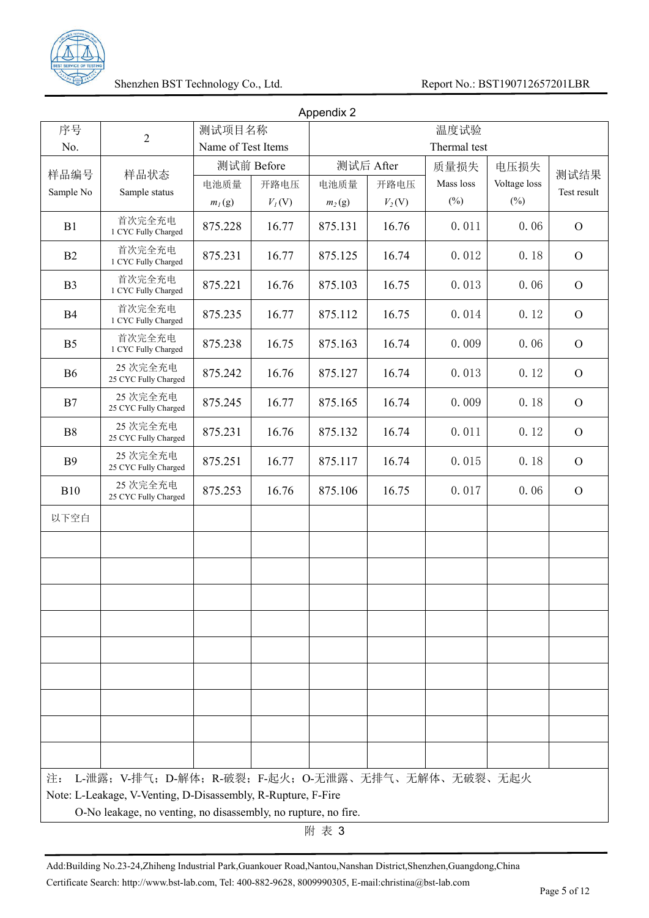Appendix 2

| 序号<br>No. | 2 | 测试项目名称<br>Name of Test Items | | 温度试验<br>Thermal test | | | | |
|---|---|---|---|---|---|---|---|---|
| 样品编号<br>Sample No | 样品状态<br>Sample status | 测试前 Before | | 测试后 After | | 质量损失<br>Mass loss<br>(%) | 电压损失<br>Voltage loss<br>(%) | 测试结果<br>Test result |
| | | 电池质量<br>$m_1$(g) | 开路电压<br>$V_1$(V) | 电池质量<br>$m_2$(g) | 开路电压<br>$V_2$(V) | | | |
| B1 | 首次完全充电<br>1 CYC Fully Charged | 875.228 | 16.77 | 875.131 | 16.76 | 0.011 | 0.06 | O |
| B2 | 首次完全充电<br>1 CYC Fully Charged | 875.231 | 16.77 | 875.125 | 16.74 | 0.012 | 0.18 | O |
| B3 | 首次完全充电<br>1 CYC Fully Charged | 875.221 | 16.76 | 875.103 | 16.75 | 0.013 | 0.06 | O |
| B4 | 首次完全充电<br>1 CYC Fully Charged | 875.235 | 16.77 | 875.112 | 16.75 | 0.014 | 0.12 | O |
| B5 | 首次完全充电<br>1 CYC Fully Charged | 875.238 | 16.75 | 875.163 | 16.74 | 0.009 | 0.06 | O |
| B6 | 25 次完全充电<br>25 CYC Fully Charged | 875.242 | 16.76 | 875.127 | 16.74 | 0.013 | 0.12 | O |
| B7 | 25 次完全充电<br>25 CYC Fully Charged | 875.245 | 16.77 | 875.165 | 16.74 | 0.009 | 0.18 | O |
| B8 | 25 次完全充电<br>25 CYC Fully Charged | 875.231 | 16.76 | 875.132 | 16.74 | 0.011 | 0.12 | O |
| B9 | 25 次完全充电<br>25 CYC Fully Charged | 875.251 | 16.77 | 875.117 | 16.74 | 0.015 | 0.18 | O |
| B10 | 25 次完全充电<br>25 CYC Fully Charged | 875.253 | 16.76 | 875.106 | 16.75 | 0.017 | 0.06 | O |
| 以下空白 | | | | | | | | |

注： L-泄露；V-排气；D-解体；R-破裂；F-起火；O-无泄露、无排气、无解体、无破裂、无起火

Note: L-Leakage, V-Venting, D-Disassembly, R-Rupture, F-Fire

O-No leakage, no venting, no disassembly, no rupture, no fire.

附 表 3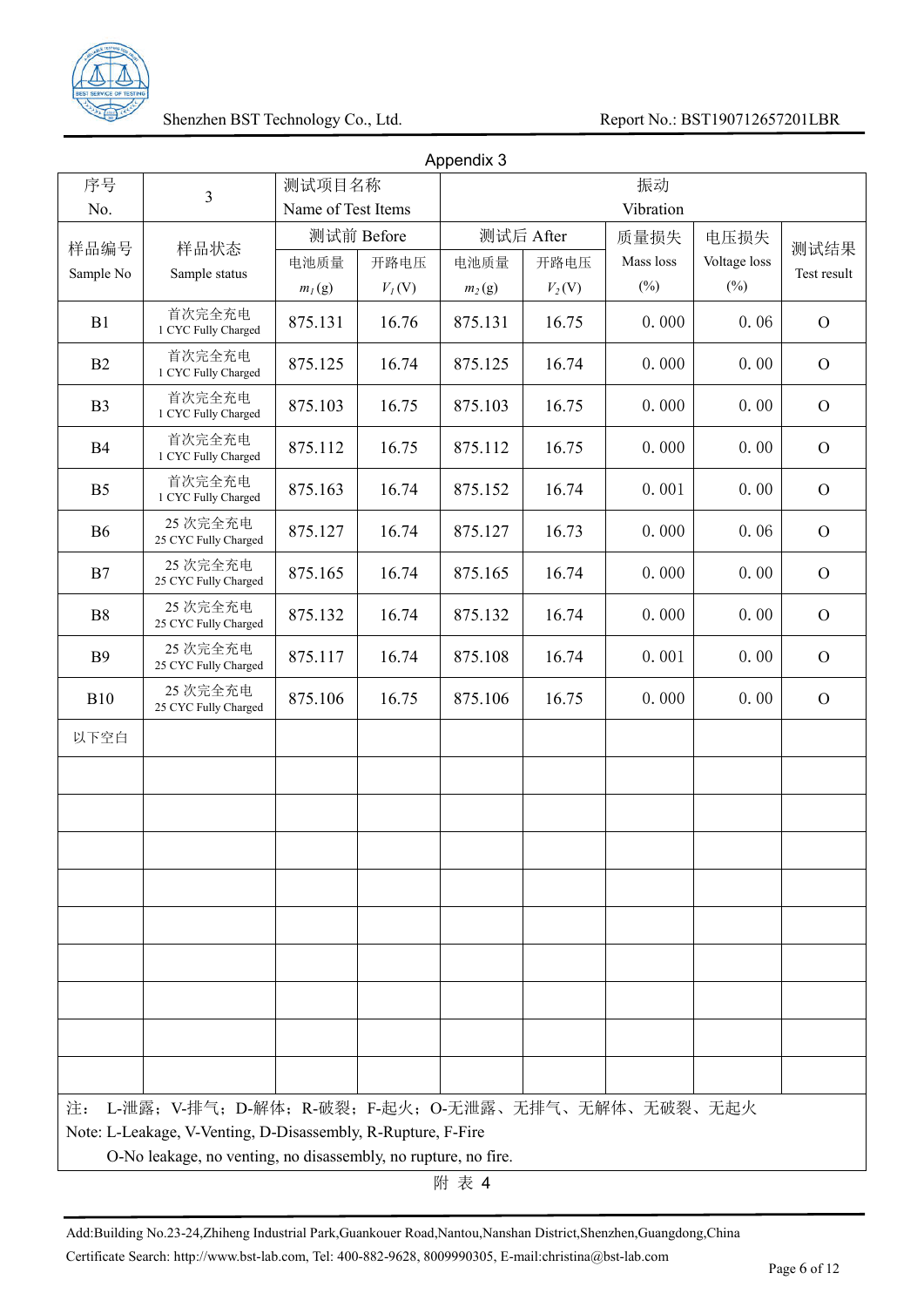Appendix 3

| 序号<br>No. | 3 | 测试项目名称<br>Name of Test Items | | 振动<br>Vibration | | | | |
|---|---|---|---|---|---|---|---|---|
| 样品编号<br>Sample No | 样品状态<br>Sample status | 测试前 Before | | 测试后 After | | 质量损失<br>Mass loss<br>(%) | 电压损失<br>Voltage loss<br>(%) | 测试结果<br>Test result |
| | | 电池质量<br>$m_1$(g) | 开路电压<br>$V_1$(V) | 电池质量<br>$m_2$(g) | 开路电压<br>$V_2$(V) | | | |
| B1 | 首次完全充电<br>1 CYC Fully Charged | 875.131 | 16.76 | 875.131 | 16.75 | 0.000 | 0.06 | O |
| B2 | 首次完全充电<br>1 CYC Fully Charged | 875.125 | 16.74 | 875.125 | 16.74 | 0.000 | 0.00 | O |
| B3 | 首次完全充电<br>1 CYC Fully Charged | 875.103 | 16.75 | 875.103 | 16.75 | 0.000 | 0.00 | O |
| B4 | 首次完全充电<br>1 CYC Fully Charged | 875.112 | 16.75 | 875.112 | 16.75 | 0.000 | 0.00 | O |
| B5 | 首次完全充电<br>1 CYC Fully Charged | 875.163 | 16.74 | 875.152 | 16.74 | 0.001 | 0.00 | O |
| B6 | 25 次完全充电<br>25 CYC Fully Charged | 875.127 | 16.74 | 875.127 | 16.73 | 0.000 | 0.06 | O |
| B7 | 25 次完全充电<br>25 CYC Fully Charged | 875.165 | 16.74 | 875.165 | 16.74 | 0.000 | 0.00 | O |
| B8 | 25 次完全充电<br>25 CYC Fully Charged | 875.132 | 16.74 | 875.132 | 16.74 | 0.000 | 0.00 | O |
| B9 | 25 次完全充电<br>25 CYC Fully Charged | 875.117 | 16.74 | 875.108 | 16.74 | 0.001 | 0.00 | O |
| B10 | 25 次完全充电<br>25 CYC Fully Charged | 875.106 | 16.75 | 875.106 | 16.75 | 0.000 | 0.00 | O |
| 以下空白 | | | | | | | | |

注： L-泄露；V-排气；D-解体；R-破裂；F-起火；O-无泄露、无排气、无解体、无破裂、无起火

Note: L-Leakage, V-Venting, D-Disassembly, R-Rupture, F-Fire

O-No leakage, no venting, no disassembly, no rupture, no fire.

附 表 4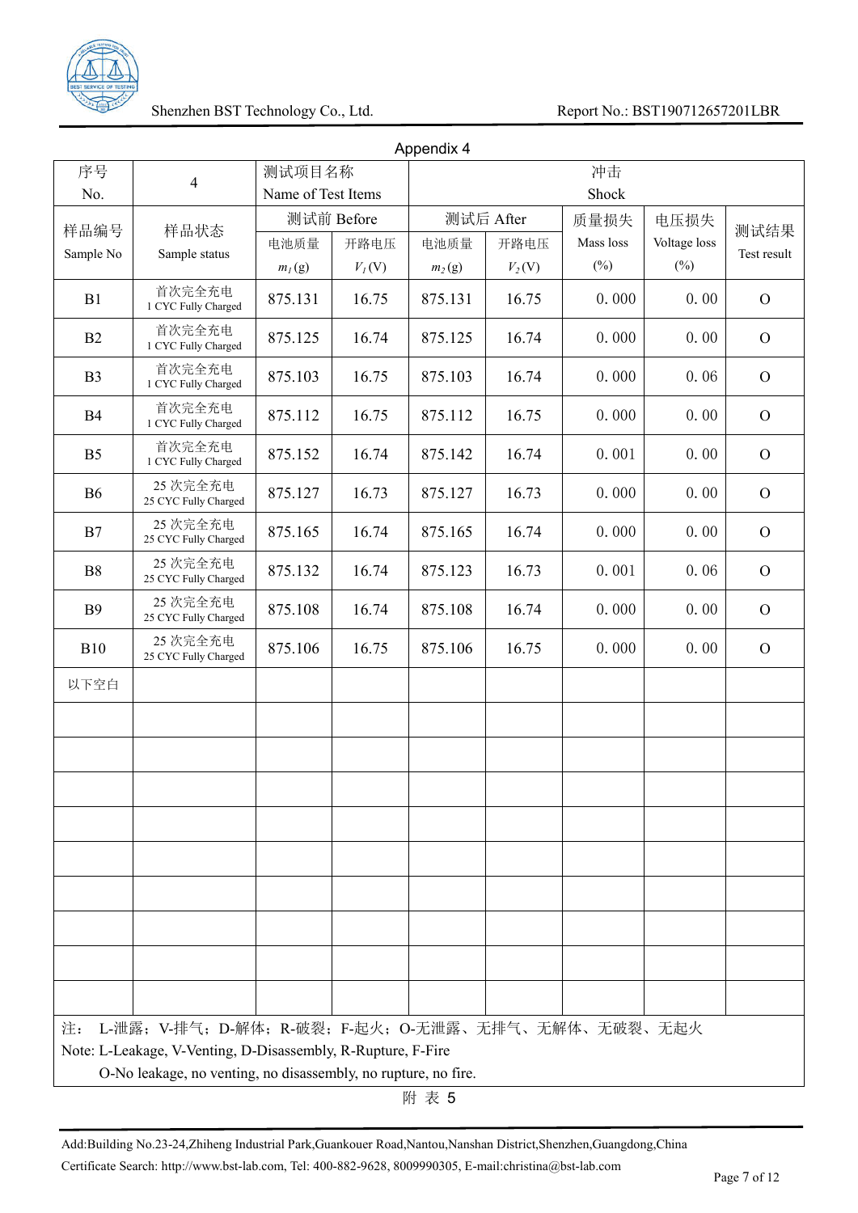Appendix 4

| 序号 No. | 4 | 测试项目名称 Name of Test Items | | 冲击 Shock | | | | |
|---|---|---|---|---|---|---|---|---|
| 样品编号 Sample No | 样品状态 Sample status | 测试前 Before | | 测试后 After | | 质量损失 Mass loss (%) | 电压损失 Voltage loss (%) | 测试结果 Test result |
| | | 电池质量 $m_1$(g) | 开路电压 $V_1$(V) | 电池质量 $m_2$(g) | 开路电压 $V_2$(V) | | | |
| B1 | 首次完全充电 1 CYC Fully Charged | 875.131 | 16.75 | 875.131 | 16.75 | 0.000 | 0.00 | O |
| B2 | 首次完全充电 1 CYC Fully Charged | 875.125 | 16.74 | 875.125 | 16.74 | 0.000 | 0.00 | O |
| B3 | 首次完全充电 1 CYC Fully Charged | 875.103 | 16.75 | 875.103 | 16.74 | 0.000 | 0.06 | O |
| B4 | 首次完全充电 1 CYC Fully Charged | 875.112 | 16.75 | 875.112 | 16.75 | 0.000 | 0.00 | O |
| B5 | 首次完全充电 1 CYC Fully Charged | 875.152 | 16.74 | 875.142 | 16.74 | 0.001 | 0.00 | O |
| B6 | 25 次完全充电 25 CYC Fully Charged | 875.127 | 16.73 | 875.127 | 16.73 | 0.000 | 0.00 | O |
| B7 | 25 次完全充电 25 CYC Fully Charged | 875.165 | 16.74 | 875.165 | 16.74 | 0.000 | 0.00 | O |
| B8 | 25 次完全充电 25 CYC Fully Charged | 875.132 | 16.74 | 875.123 | 16.73 | 0.001 | 0.06 | O |
| B9 | 25 次完全充电 25 CYC Fully Charged | 875.108 | 16.74 | 875.108 | 16.74 | 0.000 | 0.00 | O |
| B10 | 25 次完全充电 25 CYC Fully Charged | 875.106 | 16.75 | 875.106 | 16.75 | 0.000 | 0.00 | O |
| 以下空白 | | | | | | | | |

注： L-泄露；V-排气；D-解体；R-破裂；F-起火；O-无泄露、无排气、无解体、无破裂、无起火

Note: L-Leakage, V-Venting, D-Disassembly, R-Rupture, F-Fire

O-No leakage, no venting, no disassembly, no rupture, no fire.

附 表 5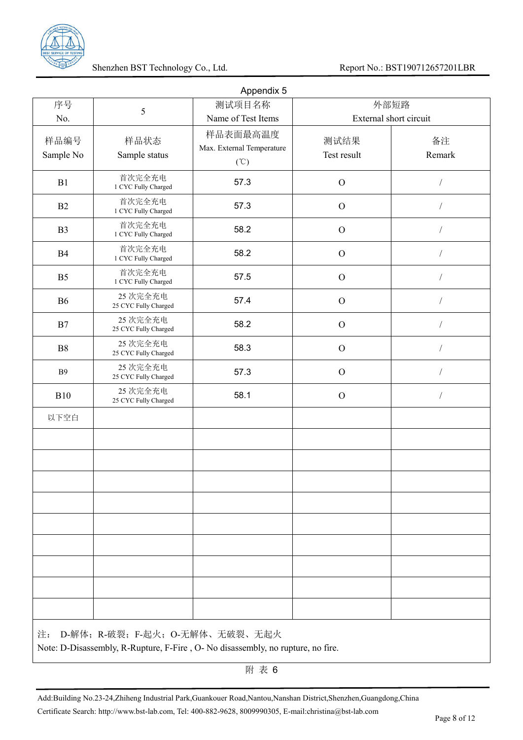Appendix 5

| 序号<br>No. | 5 | 测试项目名称<br>Name of Test Items | 外部短路<br>External short circuit | |
|---|---|---|---|---|
| 样品编号<br>Sample No | 样品状态<br>Sample status | 样品表面最高温度<br>Max. External Temperature<br>(℃) | 测试结果<br>Test result | 备注<br>Remark |
| B1 | 首次完全充电<br>1 CYC Fully Charged | 57.3 | O | / |
| B2 | 首次完全充电<br>1 CYC Fully Charged | 57.3 | O | / |
| B3 | 首次完全充电<br>1 CYC Fully Charged | 58.2 | O | / |
| B4 | 首次完全充电<br>1 CYC Fully Charged | 58.2 | O | / |
| B5 | 首次完全充电<br>1 CYC Fully Charged | 57.5 | O | / |
| B6 | 25 次完全充电<br>25 CYC Fully Charged | 57.4 | O | / |
| B7 | 25 次完全充电<br>25 CYC Fully Charged | 58.2 | O | / |
| B8 | 25 次完全充电<br>25 CYC Fully Charged | 58.3 | O | / |
| B9 | 25 次完全充电<br>25 CYC Fully Charged | 57.3 | O | / |
| B10 | 25 次完全充电<br>25 CYC Fully Charged | 58.1 | O | / |
| 以下空白 | | | | |
| | | | | |
| | | | | |
| | | | | |
| | | | | |
| | | | | |
| | | | | |
| | | | | |
| | | | | |
| | | | | |

注： D-解体；R-破裂；F-起火；O-无解体、无破裂、无起火
Note: D-Disassembly, R-Rupture, F-Fire , O- No disassembly, no rupture, no fire.

附 表 6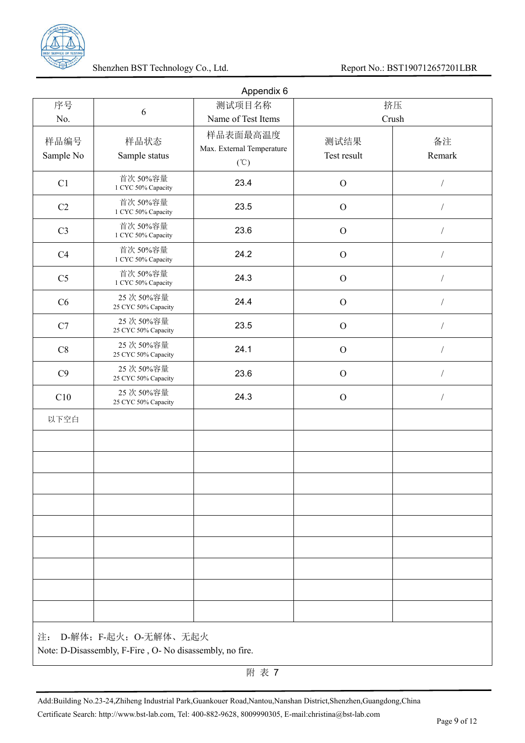Appendix 6

| 序号 No. | 6 | 测试项目名称 Name of Test Items | 挤压 Crush | |
|---|---|---|---|---|
| 样品编号 Sample No | 样品状态 Sample status | 样品表面最高温度 Max. External Temperature (℃) | 测试结果 Test result | 备注 Remark |
| C1 | 首次 50%容量 1 CYC 50% Capacity | 23.4 | O | / |
| C2 | 首次 50%容量 1 CYC 50% Capacity | 23.5 | O | / |
| C3 | 首次 50%容量 1 CYC 50% Capacity | 23.6 | O | / |
| C4 | 首次 50%容量 1 CYC 50% Capacity | 24.2 | O | / |
| C5 | 首次 50%容量 1 CYC 50% Capacity | 24.3 | O | / |
| C6 | 25 次 50%容量 25 CYC 50% Capacity | 24.4 | O | / |
| C7 | 25 次 50%容量 25 CYC 50% Capacity | 23.5 | O | / |
| C8 | 25 次 50%容量 25 CYC 50% Capacity | 24.1 | O | / |
| C9 | 25 次 50%容量 25 CYC 50% Capacity | 23.6 | O | / |
| C10 | 25 次 50%容量 25 CYC 50% Capacity | 24.3 | O | / |
| 以下空白 | | | | |
| | | | | |
| | | | | |
| | | | | |
| | | | | |
| | | | | |
| | | | | |
| | | | | |
| | | | | |
| | | | | |

注： D-解体；F-起火；O-无解体、无起火

Note: D-Disassembly, F-Fire , O- No disassembly, no fire.

附 表 7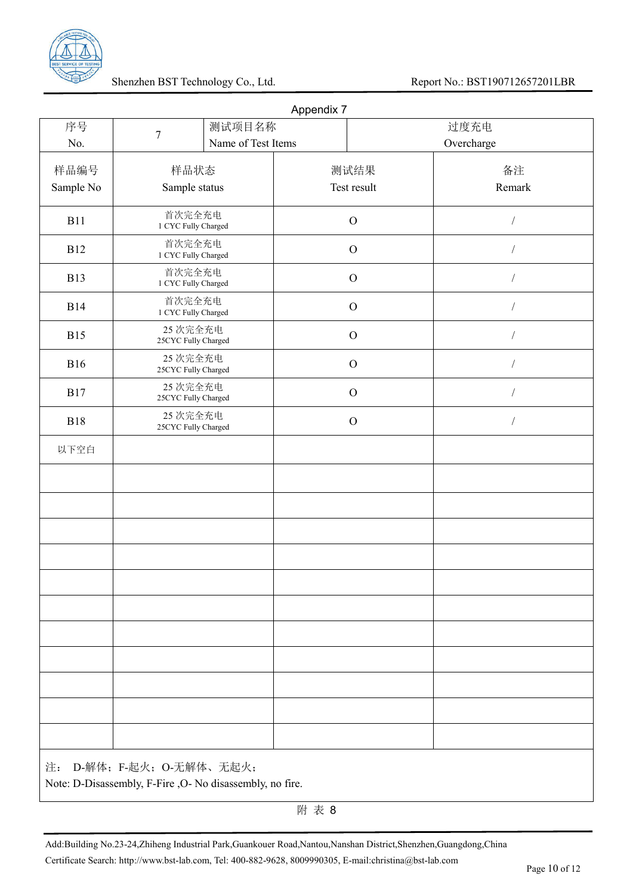Appendix 7

| 序号<br>No. | 7 | 测试项目名称<br>Name of Test Items | 过度充电<br>Overcharge |
|---|---|---|---|
| 样品编号<br>Sample No | 样品状态<br>Sample status | 测试结果<br>Test result | 备注<br>Remark |
| B11 | 首次完全充电<br>1 CYC Fully Charged | O | / |
| B12 | 首次完全充电<br>1 CYC Fully Charged | O | / |
| B13 | 首次完全充电<br>1 CYC Fully Charged | O | / |
| B14 | 首次完全充电<br>1 CYC Fully Charged | O | / |
| B15 | 25 次完全充电<br>25CYC Fully Charged | O | / |
| B16 | 25 次完全充电<br>25CYC Fully Charged | O | / |
| B17 | 25 次完全充电<br>25CYC Fully Charged | O | / |
| B18 | 25 次完全充电<br>25CYC Fully Charged | O | / |
| 以下空白 | | | |
| | | | |
| | | | |
| | | | |
| | | | |
| | | | |
| | | | |
| | | | |
| | | | |
| | | | |
| | | | |
| | | | |

注： D-解体；F-起火；O-无解体、无起火；
Note: D-Disassembly, F-Fire ,O- No disassembly, no fire.

附 表 8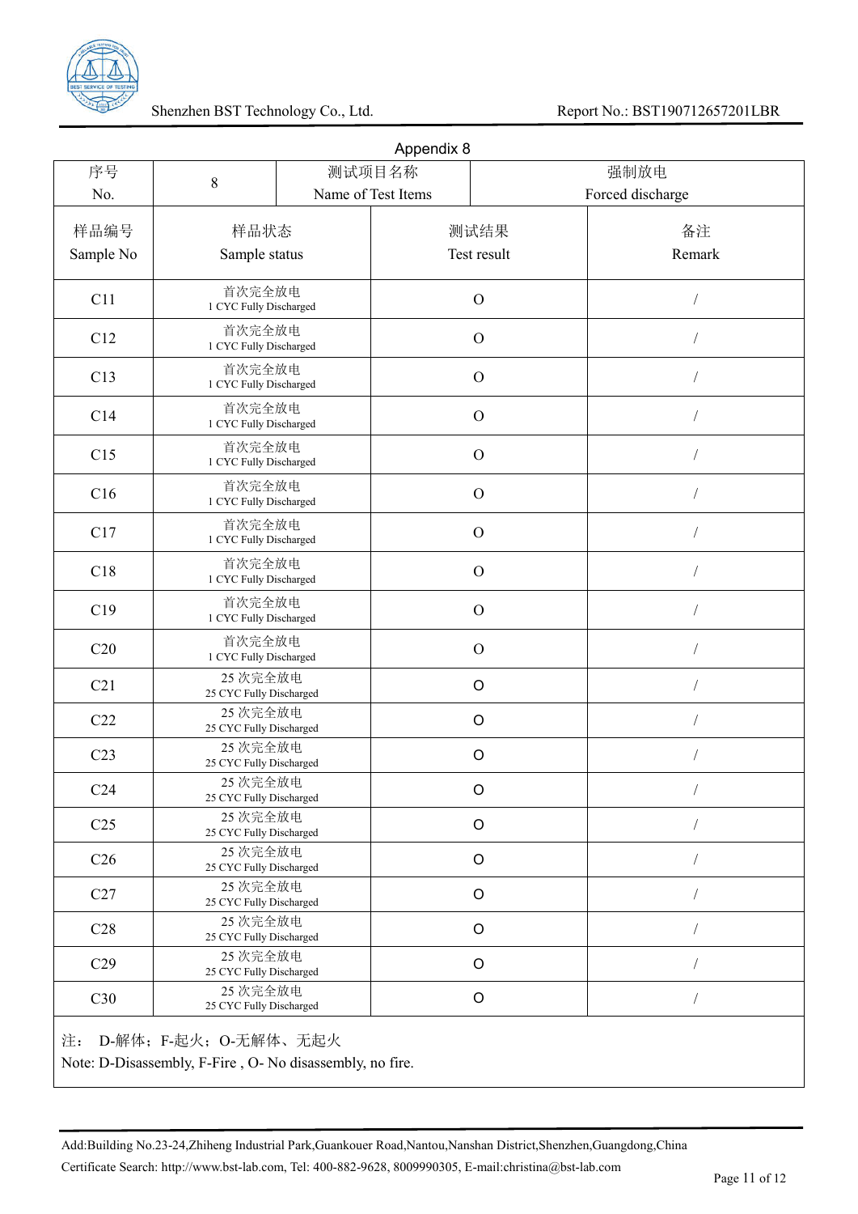Appendix 8

| 序号<br>No. | 8 | 测试项目名称<br>Name of Test Items | 强制放电<br>Forced discharge |
|---|---|---|---|
| 样品编号<br>Sample No | 样品状态<br>Sample status | 测试结果<br>Test result | 备注<br>Remark |
| C11 | 首次完全放电<br>1 CYC Fully Discharged | O | / |
| C12 | 首次完全放电<br>1 CYC Fully Discharged | O | / |
| C13 | 首次完全放电<br>1 CYC Fully Discharged | O | / |
| C14 | 首次完全放电<br>1 CYC Fully Discharged | O | / |
| C15 | 首次完全放电<br>1 CYC Fully Discharged | O | / |
| C16 | 首次完全放电<br>1 CYC Fully Discharged | O | / |
| C17 | 首次完全放电<br>1 CYC Fully Discharged | O | / |
| C18 | 首次完全放电<br>1 CYC Fully Discharged | O | / |
| C19 | 首次完全放电<br>1 CYC Fully Discharged | O | / |
| C20 | 首次完全放电<br>1 CYC Fully Discharged | O | / |
| C21 | 25 次完全放电<br>25 CYC Fully Discharged | O | / |
| C22 | 25 次完全放电<br>25 CYC Fully Discharged | O | / |
| C23 | 25 次完全放电<br>25 CYC Fully Discharged | O | / |
| C24 | 25 次完全放电<br>25 CYC Fully Discharged | O | / |
| C25 | 25 次完全放电<br>25 CYC Fully Discharged | O | / |
| C26 | 25 次完全放电<br>25 CYC Fully Discharged | O | / |
| C27 | 25 次完全放电<br>25 CYC Fully Discharged | O | / |
| C28 | 25 次完全放电<br>25 CYC Fully Discharged | O | / |
| C29 | 25 次完全放电<br>25 CYC Fully Discharged | O | / |
| C30 | 25 次完全放电<br>25 CYC Fully Discharged | O | / |

注： D-解体；F-起火；O-无解体、无起火

Note: D-Disassembly, F-Fire , O- No disassembly, no fire.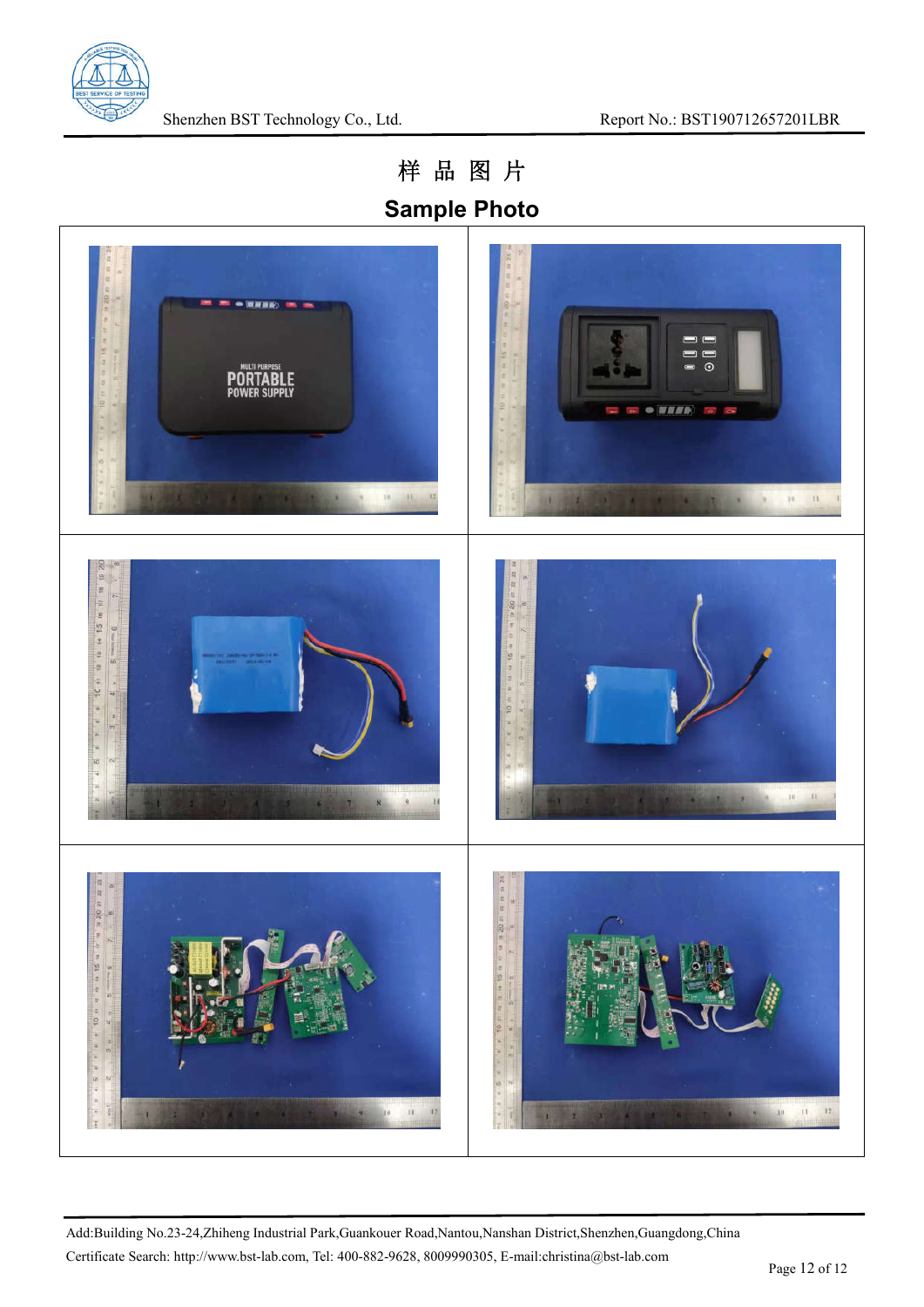# 样 品 图 片

# Sample Photo